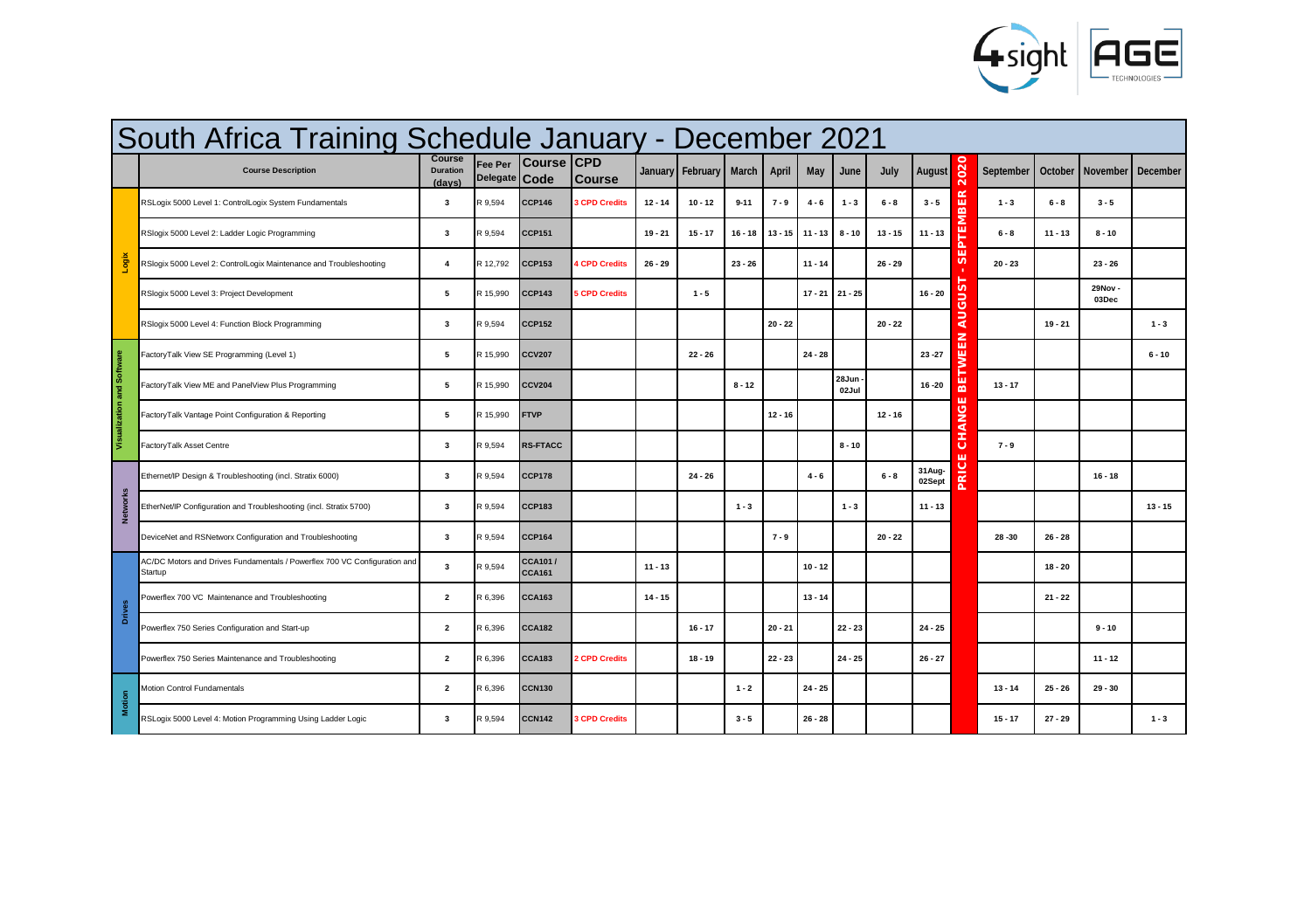# South Africa Training Schedule January - December 2021

| | Course Description | Course Duration (days) | Fee Per Delegate | Course Code | CPD Course | January | February | March | April | May | June | July | August | PRICE CHANGE BETWEEN AUGUST - SEPTEMBER 2020 | September | October | November | December |
|---|---|---|---|---|---|---|---|---|---|---|---|---|---|---|---|---|---|---|
| Logix | RSLogix 5000 Level 1: ControlLogix System Fundamentals | 3 | R 9,594 | CCP146 | 3 CPD Credits | 12 - 14 | 10 - 12 | 9-11 | 7 - 9 | 4 - 6 | 1 - 3 | 6 - 8 | 3 - 5 | | 1 - 3 | 6 - 8 | 3 - 5 | |
| Logix | RSlogix 5000 Level 2: Ladder Logic Programming | 3 | R 9,594 | CCP151 | | 19 - 21 | 15 - 17 | 16 - 18 | 13 - 15 | 11 - 13 | 8 - 10 | 13 - 15 | 11 - 13 | | 6 - 8 | 11 - 13 | 8 - 10 | |
| Logix | RSlogix 5000 Level 2: ControlLogix Maintenance and Troubleshooting | 4 | R 12,792 | CCP153 | 4 CPD Credits | 26 - 29 | | 23 - 26 | | 11 - 14 | | 26 - 29 | | | 20 - 23 | | 23 - 26 | |
| Logix | RSlogix 5000 Level 3: Project Development | 5 | R 15,990 | CCP143 | 5 CPD Credits | | 1 - 5 | | | 17 - 21 | 21 - 25 | | 16 - 20 | | | | 29Nov - 03Dec | |
| Logix | RSlogix 5000 Level 4: Function Block Programming | 3 | R 9,594 | CCP152 | | | | | 20 - 22 | | | 20 - 22 | | | | 19 - 21 | | 1 - 3 |
| Visualization and Software | FactoryTalk View SE Programming (Level 1) | 5 | R 15,990 | CCV207 | | | 22 - 26 | | | 24 - 28 | | | 23 -27 | | | | | 6 - 10 |
| Visualization and Software | FactoryTalk View ME and PanelView Plus Programming | 5 | R 15,990 | CCV204 | | | | 8 - 12 | | | 28Jun - 02Jul | | 16 -20 | | 13 - 17 | | | |
| Visualization and Software | FactoryTalk Vantage Point Configuration & Reporting | 5 | R 15,990 | FTVP | | | | | 12 - 16 | | | 12 - 16 | | | | | | |
| Visualization and Software | FactoryTalk Asset Centre | 3 | R 9,594 | RS-FTACC | | | | | | | 8 - 10 | | | | 7 - 9 | | | |
| Networks | Ethernet/IP Design & Troubleshooting (incl. Stratix 6000) | 3 | R 9,594 | CCP178 | | | 24 - 26 | | | 4 - 6 | | 6 - 8 | 31Aug-02Sept | | | | 16 - 18 | |
| Networks | EtherNet/IP Configuration and Troubleshooting (incl. Stratix 5700) | 3 | R 9,594 | CCP183 | | | | 1 - 3 | | | 1 - 3 | | 11 - 13 | | | | | 13 - 15 |
| Networks | DeviceNet and RSNetworx Configuration and Troubleshooting | 3 | R 9,594 | CCP164 | | | | | 7 - 9 | | | 20 - 22 | | | 28 -30 | 26 - 28 | | |
| Drives | AC/DC Motors and Drives Fundamentals / Powerflex 700 VC Configuration and Startup | 3 | R 9,594 | CCA101 / CCA161 | | 11 - 13 | | | | 10 - 12 | | | | | | 18 - 20 | | |
| Drives | Powerflex 700 VC Maintenance and Troubleshooting | 2 | R 6,396 | CCA163 | | 14 - 15 | | | | 13 - 14 | | | | | | 21 - 22 | | |
| Drives | Powerflex 750 Series Configuration and Start-up | 2 | R 6,396 | CCA182 | | | 16 - 17 | | 20 - 21 | | 22 - 23 | | 24 - 25 | | | | 9 - 10 | |
| Drives | Powerflex 750 Series Maintenance and Troubleshooting | 2 | R 6,396 | CCA183 | 2 CPD Credits | | 18 - 19 | | 22 - 23 | | 24 - 25 | | 26 - 27 | | | | 11 - 12 | |
| Motion | Motion Control Fundamentals | 2 | R 6,396 | CCN130 | | | | 1 - 2 | | 24 - 25 | | | | | 13 - 14 | 25 - 26 | 29 - 30 | |
| Motion | RSLogix 5000 Level 4: Motion Programming Using Ladder Logic | 3 | R 9,594 | CCN142 | 3 CPD Credits | | | 3 - 5 | | 26 - 28 | | | | | 15 - 17 | 27 - 29 | | 1 - 3 |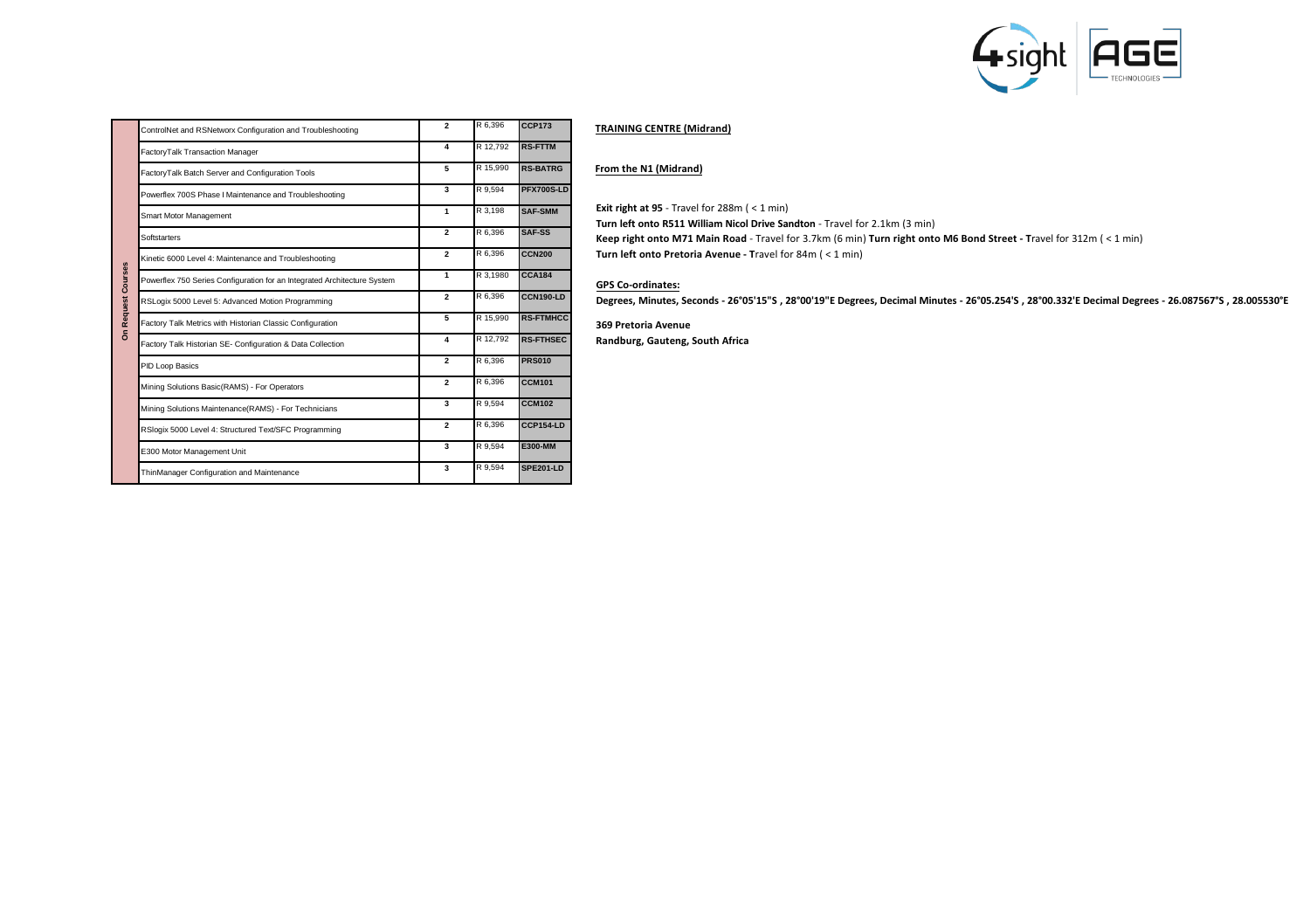| On Request Courses | | | | |
|---|---|---|---|---|
| | ControlNet and RSNetworx Configuration and Troubleshooting | 2 | R 6,396 | CCP173 |
| | FactoryTalk Transaction Manager | 4 | R 12,792 | RS-FTTM |
| | FactoryTalk Batch Server and Configuration Tools | 5 | R 15,990 | RS-BATRG |
| | Powerflex 700S Phase I Maintenance and Troubleshooting | 3 | R 9,594 | PFX700S-LD |
| | Smart Motor Management | 1 | R 3,198 | SAF-SMM |
| | Softstarters | 2 | R 6,396 | SAF-SS |
| | Kinetic 6000 Level 4: Maintenance and Troubleshooting | 2 | R 6,396 | CCN200 |
| | Powerflex 750 Series Configuration for an Integrated Architecture System | 1 | R 3,1980 | CCA184 |
| | RSLogix 5000 Level 5: Advanced Motion Programming | 2 | R 6,396 | CCN190-LD |
| | Factory Talk Metrics with Historian Classic Configuration | 5 | R 15,990 | RS-FTMHCC |
| | Factory Talk Historian SE- Configuration & Data Collection | 4 | R 12,792 | RS-FTHSEC |
| | PID Loop Basics | 2 | R 6,396 | PRS010 |
| | Mining Solutions Basic(RAMS) - For Operators | 2 | R 6,396 | CCM101 |
| | Mining Solutions Maintenance(RAMS) - For Technicians | 3 | R 9,594 | CCM102 |
| | RSlogix 5000 Level 4: Structured Text/SFC Programming | 2 | R 6,396 | CCP154-LD |
| | E300 Motor Management Unit | 3 | R 9,594 | E300-MM |
| | ThinManager Configuration and Maintenance | 3 | R 9,594 | SPE201-LD |

**TRAINING CENTRE (Midrand)**

**From the N1 (Midrand)**

**Exit right at 95** - Travel for 288m ( < 1 min)
**Turn left onto R511 William Nicol Drive Sandton** - Travel for 2.1km (3 min)
**Keep right onto M71 Main Road** - Travel for 3.7km (6 min) **Turn right onto M6 Bond Street - T**ravel for 312m ( < 1 min)
**Turn left onto Pretoria Avenue - T**ravel for 84m ( < 1 min)

**GPS Co-ordinates:**

**Degrees, Minutes, Seconds - 26°05'15"S , 28°00'19"E Degrees, Decimal Minutes - 26°05.254'S , 28°00.332'E Decimal Degrees - 26.087567°S , 28.005530°E**

**369 Pretoria Avenue**
**Randburg, Gauteng, South Africa**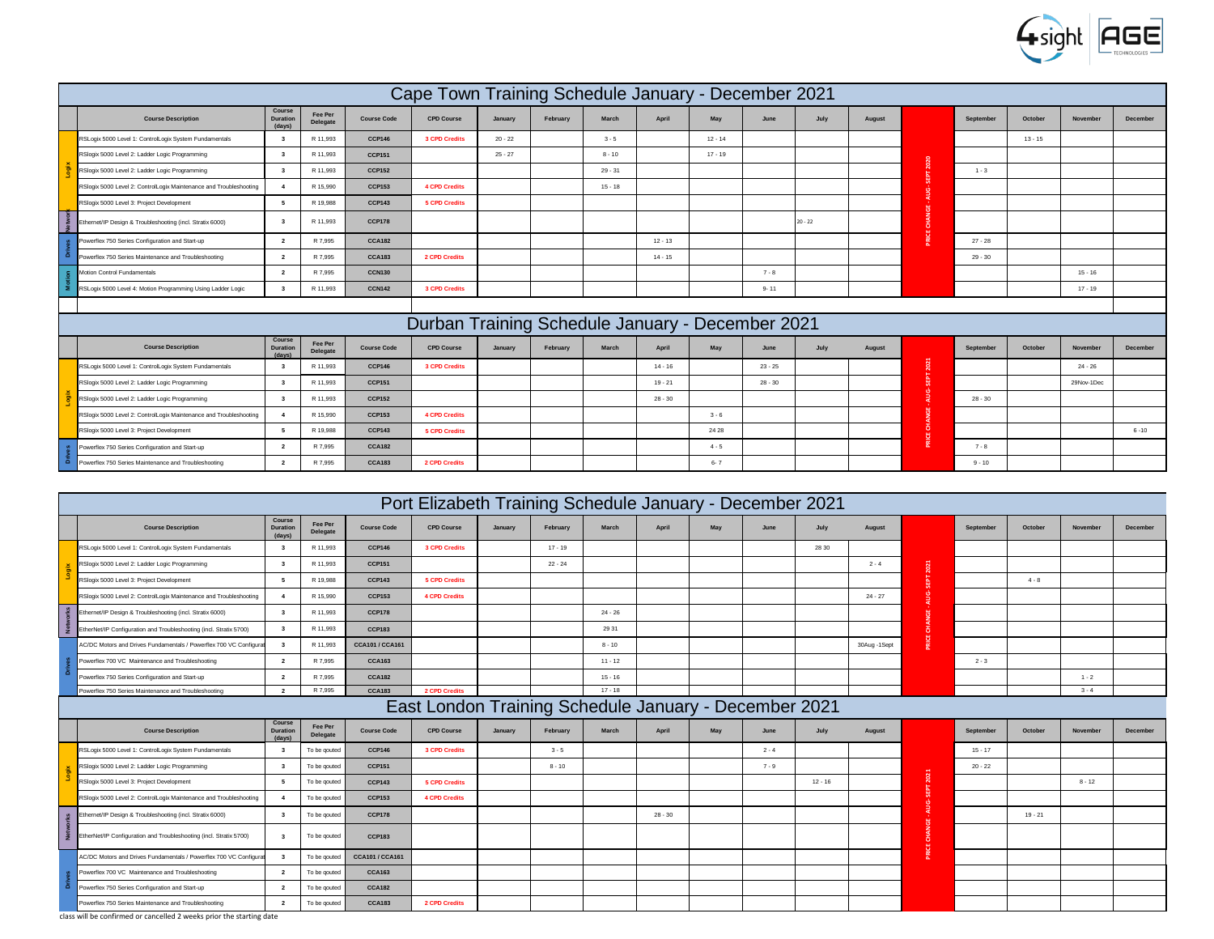# Cape Town Training Schedule January - December 2021

| | Course Description | Course Duration (days) | Fee Per Delegate | Course Code | CPD Course | January | February | March | April | May | June | July | August | | September | October | November | December |
|---|---|---|---|---|---|---|---|---|---|---|---|---|---|---|---|---|---|---|
| Logix | RSLogix 5000 Level 1: ControlLogix System Fundamentals | 3 | R 11,993 | CCP146 | 3 CPD Credits | 20 - 22 | | 3 - 5 | | 12 - 14 | | | | PRICE CHANGE - AUG- SEPT 2020 | | 13 - 15 | | |
| | RSlogix 5000 Level 2: Ladder Logic Programming | 3 | R 11,993 | CCP151 | | 25 - 27 | | 8 - 10 | | 17 - 19 | | | | | | | | |
| | RSlogix 5000 Level 2: Ladder Logic Programming | 3 | R 11,993 | CCP152 | | | | 29 - 31 | | | | | | | 1 - 3 | | | |
| | RSlogix 5000 Level 2: ControlLogix Maintenance and Troubleshooting | 4 | R 15,990 | CCP153 | 4 CPD Credits | | | 15 - 18 | | | | | | | | | | |
| | RSlogix 5000 Level 3: Project Development | 5 | R 19,988 | CCP143 | 5 CPD Credits | | | | | | | | | | | | | |
| Network | Ethernet/IP Design & Troubleshooting (incl. Stratix 6000) | 3 | R 11,993 | CCP178 | | | | | | | | 20 - 22 | | | | | | |
| Drives | Powerflex 750 Series Configuration and Start-up | 2 | R 7,995 | CCA182 | | | | | 12 - 13 | | | | | | 27 - 28 | | | |
| | Powerflex 750 Series Maintenance and Troubleshooting | 2 | R 7,995 | CCA183 | 2 CPD Credits | | | | 14 - 15 | | | | | | 29 - 30 | | | |
| Motion | Motion Control Fundamentals | 2 | R 7,995 | CCN130 | | | | | | | 7 - 8 | | | | | | 15 - 16 | |
| | RSLogix 5000 Level 4: Motion Programming Using Ladder Logic | 3 | R 11,993 | CCN142 | 3 CPD Credits | | | | | | 9- 11 | | | | | | 17 - 19 | |

# Durban Training Schedule January - December 2021

| | Course Description | Course Duration (days) | Fee Per Delegate | Course Code | CPD Course | January | February | March | April | May | June | July | August | | September | October | November | December |
|---|---|---|---|---|---|---|---|---|---|---|---|---|---|---|---|---|---|---|
| Logix | RSLogix 5000 Level 1: ControlLogix System Fundamentals | 3 | R 11,993 | CCP146 | 3 CPD Credits | | | | 14 - 16 | | 23 - 25 | | | PRICE CHANGE - AUG- SEPT 2021 | | | 24 - 26 | |
| | RSlogix 5000 Level 2: Ladder Logic Programming | 3 | R 11,993 | CCP151 | | | | | 19 - 21 | | 28 - 30 | | | | | | 29Nov-1Dec | |
| | RSlogix 5000 Level 2: Ladder Logic Programming | 3 | R 11,993 | CCP152 | | | | | 28 - 30 | | | | | | 28 - 30 | | | |
| | RSlogix 5000 Level 2: ControlLogix Maintenance and Troubleshooting | 4 | R 15,990 | CCP153 | 4 CPD Credits | | | | | 3 - 6 | | | | | | | | |
| | RSlogix 5000 Level 3: Project Development | 5 | R 19,988 | CCP143 | 5 CPD Credits | | | | | 24 28 | | | | | | | | 6 -10 |
| Drives | Powerflex 750 Series Configuration and Start-up | 2 | R 7,995 | CCA182 | | | | | | 4 - 5 | | | | | 7 - 8 | | | |
| | Powerflex 750 Series Maintenance and Troubleshooting | 2 | R 7,995 | CCA183 | 2 CPD Credits | | | | | 6- 7 | | | | | 9 - 10 | | | |

# Port Elizabeth Training Schedule January - December 2021

| | Course Description | Course Duration (days) | Fee Per Delegate | Course Code | CPD Course | January | February | March | April | May | June | July | August | | September | October | November | December |
|---|---|---|---|---|---|---|---|---|---|---|---|---|---|---|---|---|---|---|
| Logix | RSLogix 5000 Level 1: ControlLogix System Fundamentals | 3 | R 11,993 | CCP146 | 3 CPD Credits | | 17 - 19 | | | | | 28 30 | | PRICE CHANGE - AUG- SEPT 2021 | | | | |
| | RSlogix 5000 Level 2: Ladder Logic Programming | 3 | R 11,993 | CCP151 | | | 22 - 24 | | | | | | 2 - 4 | | | | | |
| | RSlogix 5000 Level 3: Project Development | 5 | R 19,988 | CCP143 | 5 CPD Credits | | | | | | | | | | | 4 - 8 | | |
| | RSlogix 5000 Level 2: ControlLogix Maintenance and Troubleshooting | 4 | R 15,990 | CCP153 | 4 CPD Credits | | | | | | | | 24 - 27 | | | | | |
| Networks | Ethernet/IP Design & Troubleshooting (incl. Stratix 6000) | 3 | R 11,993 | CCP178 | | | | 24 - 26 | | | | | | | | | | |
| | EtherNet/IP Configuration and Troubleshooting (incl. Stratix 5700) | 3 | R 11,993 | CCP183 | | | | 29 31 | | | | | | | | | | |
| Drives | AC/DC Motors and Drives Fundamentals / Powerflex 700 VC Configurat | 3 | R 11,993 | CCA101 / CCA161 | | | | 8 - 10 | | | | | 30Aug -1Sept | | | | | |
| | Powerflex 700 VC Maintenance and Troubleshooting | 2 | R 7,995 | CCA163 | | | | 11 - 12 | | | | | | | 2 - 3 | | | |
| | Powerflex 750 Series Configuration and Start-up | 2 | R 7,995 | CCA182 | | | | 15 - 16 | | | | | | | | | 1 - 2 | |
| | Powerflex 750 Series Maintenance and Troubleshooting | 2 | R 7,995 | CCA183 | 2 CPD Credits | | | 17 - 18 | | | | | | | | | 3 - 4 | |

# East London Training Schedule January - December 2021

| | Course Description | Course Duration (days) | Fee Per Delegate | Course Code | CPD Course | January | February | March | April | May | June | July | August | | September | October | November | December |
|---|---|---|---|---|---|---|---|---|---|---|---|---|---|---|---|---|---|---|
| Logix | RSLogix 5000 Level 1: ControlLogix System Fundamentals | 3 | To be qouted | CCP146 | 3 CPD Credits | | 3 - 5 | | | | 2 - 4 | | | PRICE CHANGE - AUG- SEPT 2021 | 15 - 17 | | | |
| | RSlogix 5000 Level 2: Ladder Logic Programming | 3 | To be qouted | CCP151 | | | 8 - 10 | | | | 7 - 9 | | | | 20 - 22 | | | |
| | RSlogix 5000 Level 3: Project Development | 5 | To be qouted | CCP143 | 5 CPD Credits | | | | | | | 12 - 16 | | | | | 8 - 12 | |
| | RSlogix 5000 Level 2: ControlLogix Maintenance and Troubleshooting | 4 | To be qouted | CCP153 | 4 CPD Credits | | | | | | | | | | | | | |
| Networks | Ethernet/IP Design & Troubleshooting (incl. Stratix 6000) | 3 | To be qouted | CCP178 | | | | | 28 - 30 | | | | | | | 19 - 21 | | |
| | EtherNet/IP Configuration and Troubleshooting (incl. Stratix 5700) | 3 | To be qouted | CCP183 | | | | | | | | | | | | | | |
| Drives | AC/DC Motors and Drives Fundamentals / Powerflex 700 VC Configurat | 3 | To be qouted | CCA101 / CCA161 | | | | | | | | | | | | | | |
| | Powerflex 700 VC Maintenance and Troubleshooting | 2 | To be qouted | CCA163 | | | | | | | | | | | | | | |
| | Powerflex 750 Series Configuration and Start-up | 2 | To be qouted | CCA182 | | | | | | | | | | | | | | |
| | Powerflex 750 Series Maintenance and Troubleshooting | 2 | To be qouted | CCA183 | 2 CPD Credits | | | | | | | | | | | | | |

class will be confirmed or cancelled 2 weeks prior the starting date